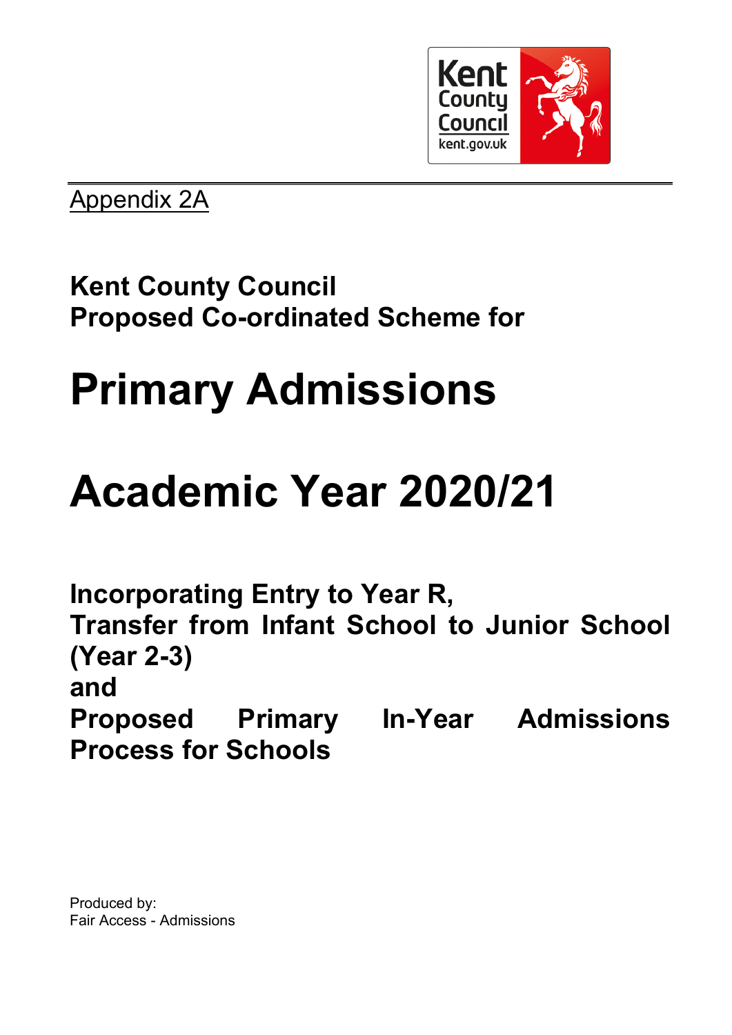Kent County Council
kent.gov.uk

Appendix 2A

## Kent County Council
## Proposed Co-ordinated Scheme for

# Primary Admissions

# Academic Year 2020/21

## Incorporating Entry to Year R, Transfer from Infant School to Junior School (Year 2-3) and Proposed Primary In-Year Admissions Process for Schools

Produced by:
Fair Access - Admissions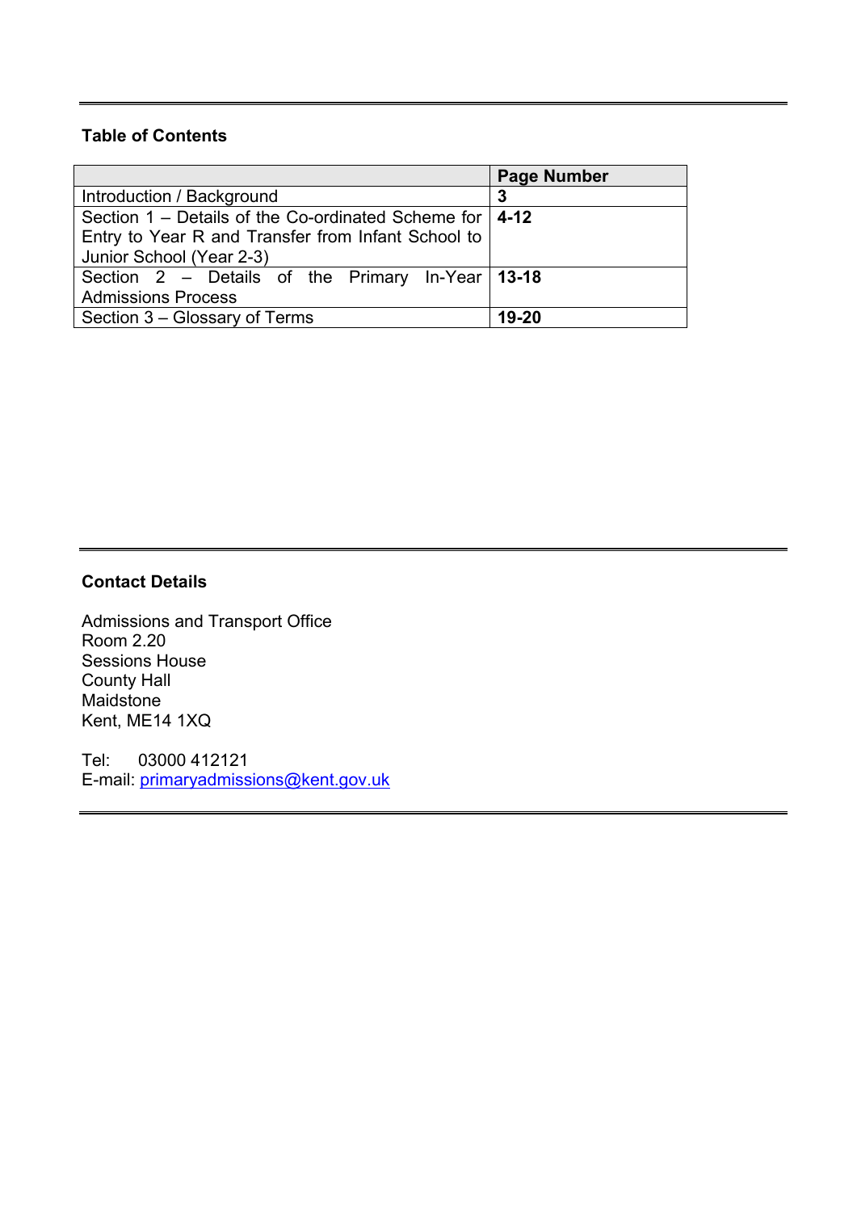## Table of Contents

| | **Page Number** |
|---|---|
| Introduction / Background | **3** |
| Section 1 – Details of the Co-ordinated Scheme for Entry to Year R and Transfer from Infant School to Junior School (Year 2-3) | **4-12** |
| Section 2 – Details of the Primary In-Year Admissions Process | **13-18** |
| Section 3 – Glossary of Terms | **19-20** |

---

## Contact Details

Admissions and Transport Office
Room 2.20
Sessions House
County Hall
Maidstone
Kent, ME14 1XQ

Tel: 03000 412121
E-mail: primaryadmissions@kent.gov.uk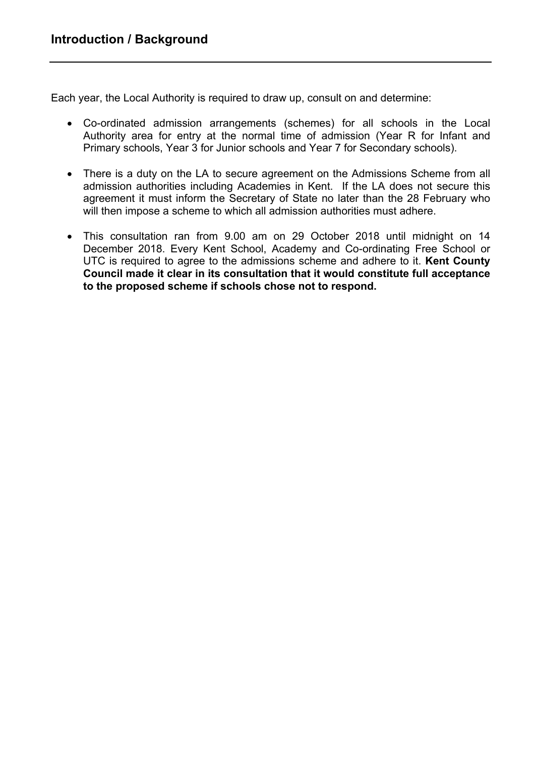## Introduction / Background

Each year, the Local Authority is required to draw up, consult on and determine:

- Co-ordinated admission arrangements (schemes) for all schools in the Local Authority area for entry at the normal time of admission (Year R for Infant and Primary schools, Year 3 for Junior schools and Year 7 for Secondary schools).
- There is a duty on the LA to secure agreement on the Admissions Scheme from all admission authorities including Academies in Kent. If the LA does not secure this agreement it must inform the Secretary of State no later than the 28 February who will then impose a scheme to which all admission authorities must adhere.
- This consultation ran from 9.00 am on 29 October 2018 until midnight on 14 December 2018. Every Kent School, Academy and Co-ordinating Free School or UTC is required to agree to the admissions scheme and adhere to it. **Kent County Council made it clear in its consultation that it would constitute full acceptance to the proposed scheme if schools chose not to respond.**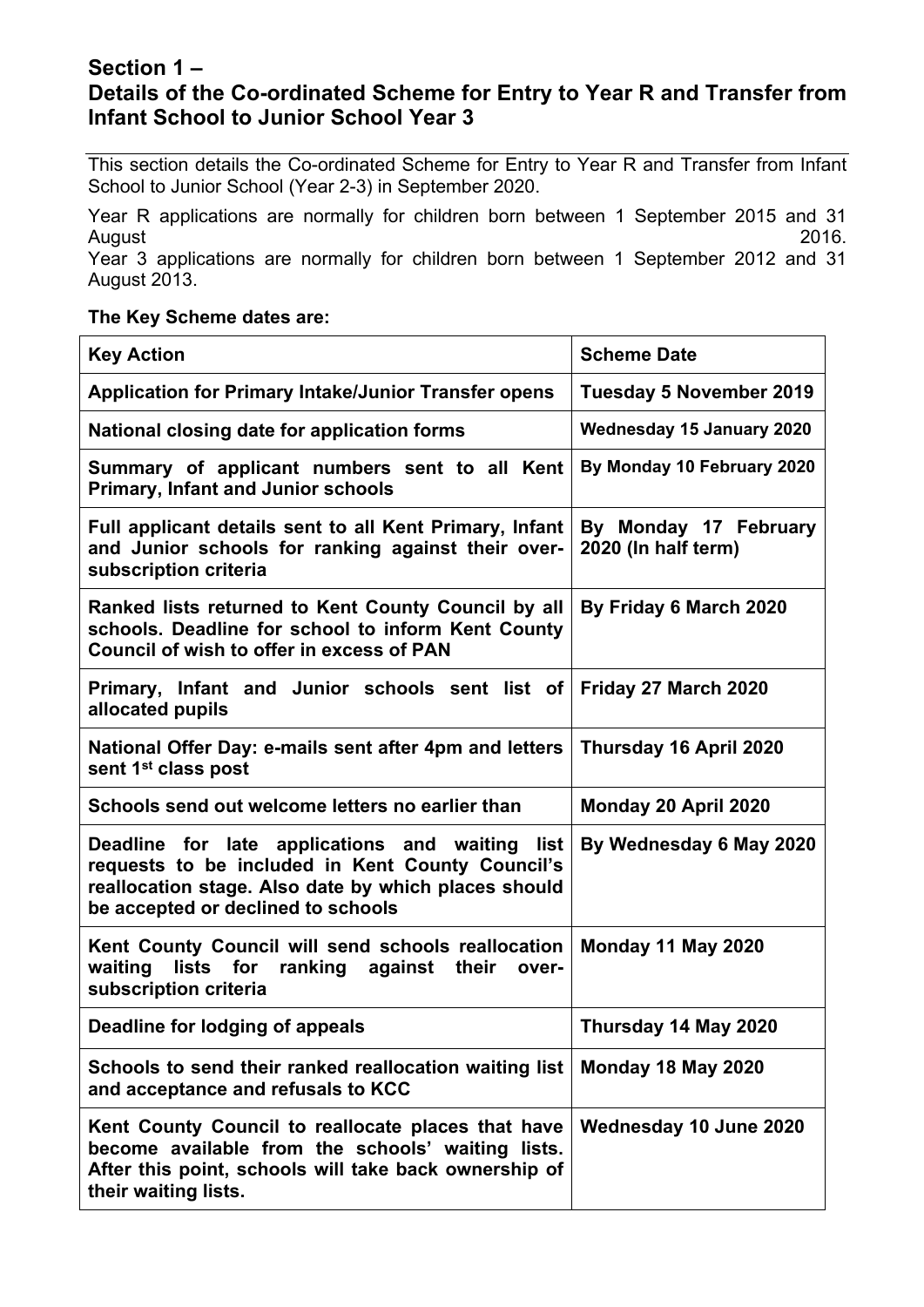## Section 1 –
## Details of the Co-ordinated Scheme for Entry to Year R and Transfer from Infant School to Junior School Year 3

This section details the Co-ordinated Scheme for Entry to Year R and Transfer from Infant School to Junior School (Year 2-3) in September 2020.

Year R applications are normally for children born between 1 September 2015 and 31 August 2016.

Year 3 applications are normally for children born between 1 September 2012 and 31 August 2013.

**The Key Scheme dates are:**

| Key Action | Scheme Date |
|---|---|
| **Application for Primary Intake/Junior Transfer opens** | **Tuesday 5 November 2019** |
| **National closing date for application forms** | **Wednesday 15 January 2020** |
| **Summary of applicant numbers sent to all Kent Primary, Infant and Junior schools** | **By Monday 10 February 2020** |
| **Full applicant details sent to all Kent Primary, Infant and Junior schools for ranking against their over-subscription criteria** | **By Monday 17 February 2020 (In half term)** |
| **Ranked lists returned to Kent County Council by all schools. Deadline for school to inform Kent County Council of wish to offer in excess of PAN** | **By Friday 6 March 2020** |
| **Primary, Infant and Junior schools sent list of allocated pupils** | **Friday 27 March 2020** |
| **National Offer Day: e-mails sent after 4pm and letters sent 1st class post** | **Thursday 16 April 2020** |
| **Schools send out welcome letters no earlier than** | **Monday 20 April 2020** |
| **Deadline for late applications and waiting list requests to be included in Kent County Council's reallocation stage. Also date by which places should be accepted or declined to schools** | **By Wednesday 6 May 2020** |
| **Kent County Council will send schools reallocation waiting lists for ranking against their over-subscription criteria** | **Monday 11 May 2020** |
| **Deadline for lodging of appeals** | **Thursday 14 May 2020** |
| **Schools to send their ranked reallocation waiting list and acceptance and refusals to KCC** | **Monday 18 May 2020** |
| **Kent County Council to reallocate places that have become available from the schools' waiting lists. After this point, schools will take back ownership of their waiting lists.** | **Wednesday 10 June 2020** |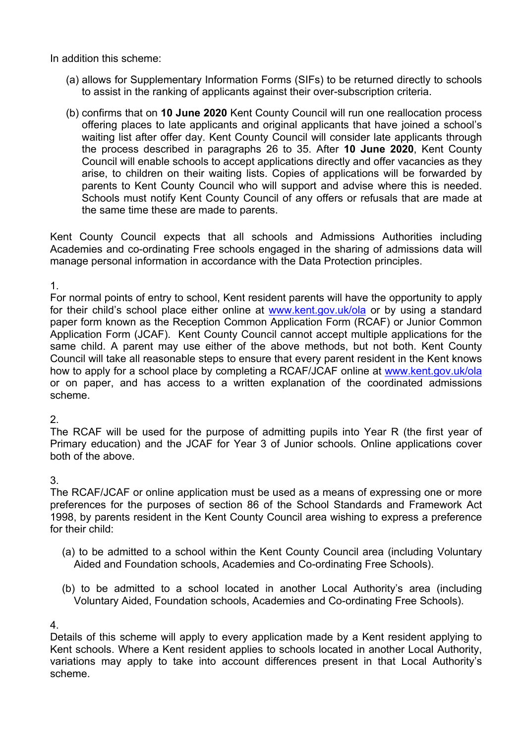In addition this scheme:

(a) allows for Supplementary Information Forms (SIFs) to be returned directly to schools to assist in the ranking of applicants against their over-subscription criteria.

(b) confirms that on **10 June 2020** Kent County Council will run one reallocation process offering places to late applicants and original applicants that have joined a school's waiting list after offer day. Kent County Council will consider late applicants through the process described in paragraphs 26 to 35. After **10 June 2020**, Kent County Council will enable schools to accept applications directly and offer vacancies as they arise, to children on their waiting lists. Copies of applications will be forwarded by parents to Kent County Council who will support and advise where this is needed. Schools must notify Kent County Council of any offers or refusals that are made at the same time these are made to parents.

Kent County Council expects that all schools and Admissions Authorities including Academies and co-ordinating Free schools engaged in the sharing of admissions data will manage personal information in accordance with the Data Protection principles.

1.
For normal points of entry to school, Kent resident parents will have the opportunity to apply for their child's school place either online at www.kent.gov.uk/ola or by using a standard paper form known as the Reception Common Application Form (RCAF) or Junior Common Application Form (JCAF). Kent County Council cannot accept multiple applications for the same child. A parent may use either of the above methods, but not both. Kent County Council will take all reasonable steps to ensure that every parent resident in the Kent knows how to apply for a school place by completing a RCAF/JCAF online at www.kent.gov.uk/ola or on paper, and has access to a written explanation of the coordinated admissions scheme.

2.
The RCAF will be used for the purpose of admitting pupils into Year R (the first year of Primary education) and the JCAF for Year 3 of Junior schools. Online applications cover both of the above.

3.
The RCAF/JCAF or online application must be used as a means of expressing one or more preferences for the purposes of section 86 of the School Standards and Framework Act 1998, by parents resident in the Kent County Council area wishing to express a preference for their child:

(a) to be admitted to a school within the Kent County Council area (including Voluntary Aided and Foundation schools, Academies and Co-ordinating Free Schools).

(b) to be admitted to a school located in another Local Authority's area (including Voluntary Aided, Foundation schools, Academies and Co-ordinating Free Schools).

4.
Details of this scheme will apply to every application made by a Kent resident applying to Kent schools. Where a Kent resident applies to schools located in another Local Authority, variations may apply to take into account differences present in that Local Authority's scheme.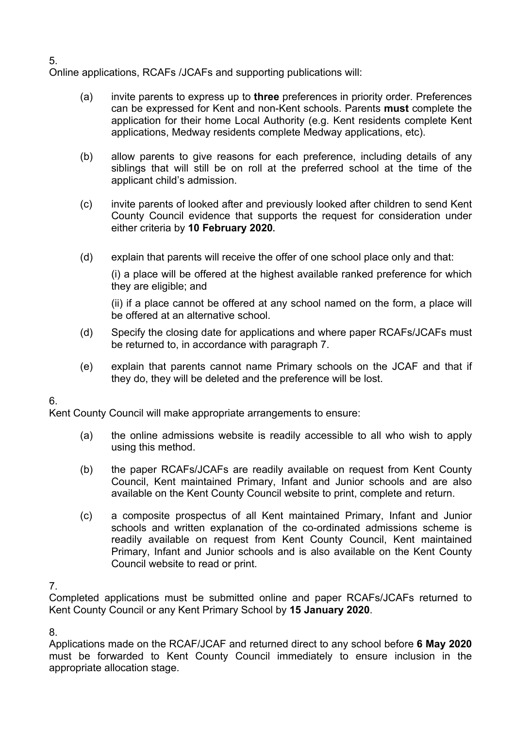5.

Online applications, RCAFs /JCAFs and supporting publications will:

(a) invite parents to express up to **three** preferences in priority order. Preferences can be expressed for Kent and non-Kent schools. Parents **must** complete the application for their home Local Authority (e.g. Kent residents complete Kent applications, Medway residents complete Medway applications, etc).

(b) allow parents to give reasons for each preference, including details of any siblings that will still be on roll at the preferred school at the time of the applicant child's admission.

(c) invite parents of looked after and previously looked after children to send Kent County Council evidence that supports the request for consideration under either criteria by **10 February 2020.**

(d) explain that parents will receive the offer of one school place only and that:

(i) a place will be offered at the highest available ranked preference for which they are eligible; and

(ii) if a place cannot be offered at any school named on the form, a place will be offered at an alternative school.

(d) Specify the closing date for applications and where paper RCAFs/JCAFs must be returned to, in accordance with paragraph 7.

(e) explain that parents cannot name Primary schools on the JCAF and that if they do, they will be deleted and the preference will be lost.

6.

Kent County Council will make appropriate arrangements to ensure:

(a) the online admissions website is readily accessible to all who wish to apply using this method.

(b) the paper RCAFs/JCAFs are readily available on request from Kent County Council, Kent maintained Primary, Infant and Junior schools and are also available on the Kent County Council website to print, complete and return.

(c) a composite prospectus of all Kent maintained Primary, Infant and Junior schools and written explanation of the co-ordinated admissions scheme is readily available on request from Kent County Council, Kent maintained Primary, Infant and Junior schools and is also available on the Kent County Council website to read or print.

7.

Completed applications must be submitted online and paper RCAFs/JCAFs returned to Kent County Council or any Kent Primary School by **15 January 2020**.

8.

Applications made on the RCAF/JCAF and returned direct to any school before **6 May 2020** must be forwarded to Kent County Council immediately to ensure inclusion in the appropriate allocation stage.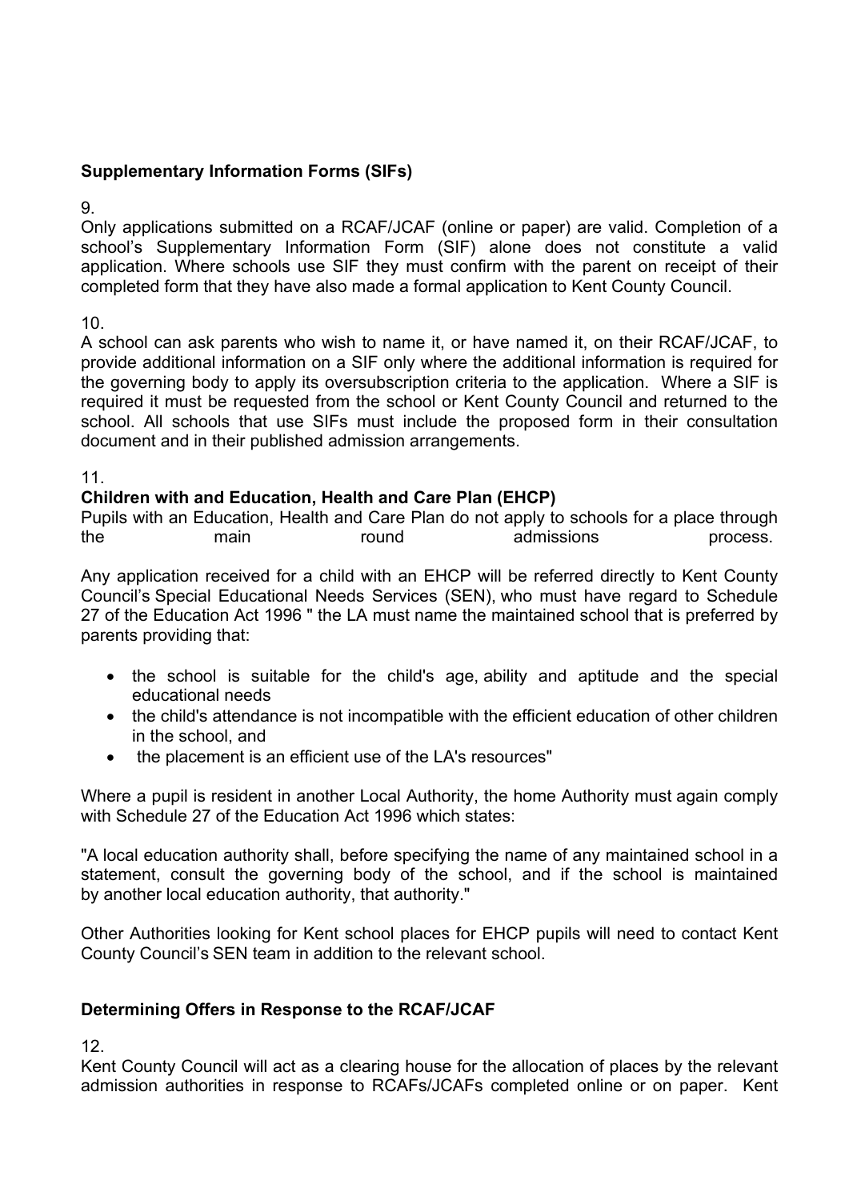**Supplementary Information Forms (SIFs)**

9.

Only applications submitted on a RCAF/JCAF (online or paper) are valid. Completion of a school's Supplementary Information Form (SIF) alone does not constitute a valid application. Where schools use SIF they must confirm with the parent on receipt of their completed form that they have also made a formal application to Kent County Council.

10.

A school can ask parents who wish to name it, or have named it, on their RCAF/JCAF, to provide additional information on a SIF only where the additional information is required for the governing body to apply its oversubscription criteria to the application. Where a SIF is required it must be requested from the school or Kent County Council and returned to the school. All schools that use SIFs must include the proposed form in their consultation document and in their published admission arrangements.

11.

**Children with and Education, Health and Care Plan (EHCP)**

Pupils with an Education, Health and Care Plan do not apply to schools for a place through the main round admissions process.

Any application received for a child with an EHCP will be referred directly to Kent County Council's Special Educational Needs Services (SEN), who must have regard to Schedule 27 of the Education Act 1996 " the LA must name the maintained school that is preferred by parents providing that:

- the school is suitable for the child's age, ability and aptitude and the special educational needs
- the child's attendance is not incompatible with the efficient education of other children in the school, and
- the placement is an efficient use of the LA's resources"

Where a pupil is resident in another Local Authority, the home Authority must again comply with Schedule 27 of the Education Act 1996 which states:

"A local education authority shall, before specifying the name of any maintained school in a statement, consult the governing body of the school, and if the school is maintained by another local education authority, that authority."

Other Authorities looking for Kent school places for EHCP pupils will need to contact Kent County Council's SEN team in addition to the relevant school.

**Determining Offers in Response to the RCAF/JCAF**

12.

Kent County Council will act as a clearing house for the allocation of places by the relevant admission authorities in response to RCAFs/JCAFs completed online or on paper. Kent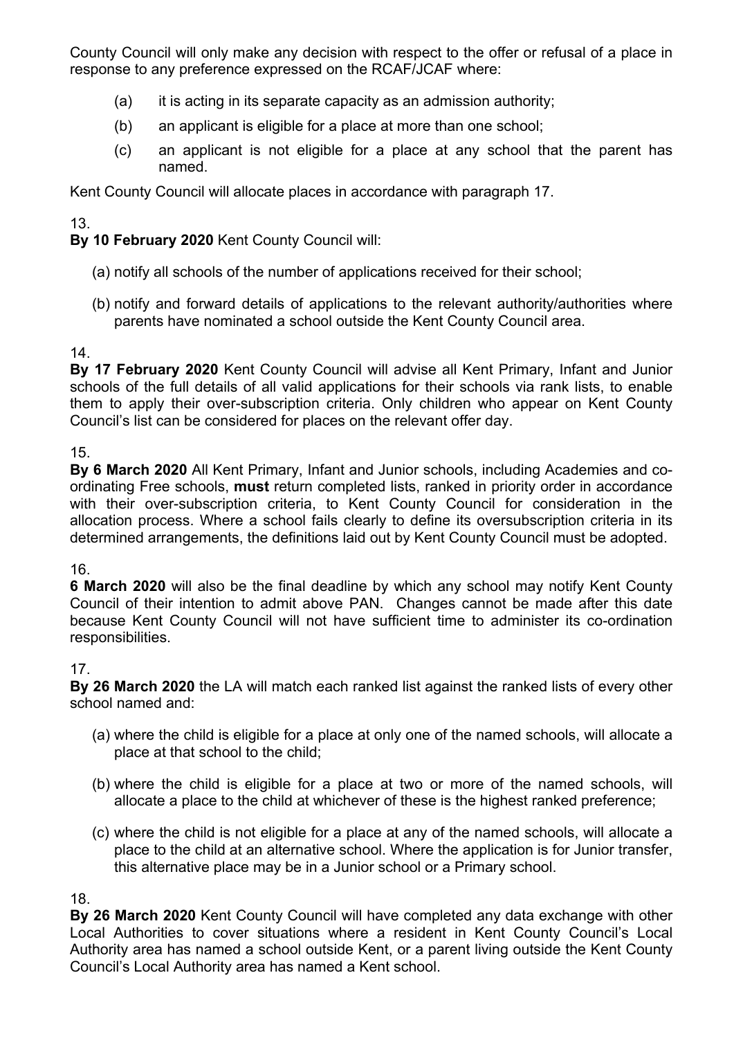County Council will only make any decision with respect to the offer or refusal of a place in response to any preference expressed on the RCAF/JCAF where:

(a) it is acting in its separate capacity as an admission authority;

(b) an applicant is eligible for a place at more than one school;

(c) an applicant is not eligible for a place at any school that the parent has named.

Kent County Council will allocate places in accordance with paragraph 17.

13.

**By 10 February 2020** Kent County Council will:

(a) notify all schools of the number of applications received for their school;

(b) notify and forward details of applications to the relevant authority/authorities where parents have nominated a school outside the Kent County Council area.

14.

**By 17 February 2020** Kent County Council will advise all Kent Primary, Infant and Junior schools of the full details of all valid applications for their schools via rank lists, to enable them to apply their over-subscription criteria. Only children who appear on Kent County Council's list can be considered for places on the relevant offer day.

15.

**By 6 March 2020** All Kent Primary, Infant and Junior schools, including Academies and co-ordinating Free schools, **must** return completed lists, ranked in priority order in accordance with their over-subscription criteria, to Kent County Council for consideration in the allocation process. Where a school fails clearly to define its oversubscription criteria in its determined arrangements, the definitions laid out by Kent County Council must be adopted.

16.

**6 March 2020** will also be the final deadline by which any school may notify Kent County Council of their intention to admit above PAN. Changes cannot be made after this date because Kent County Council will not have sufficient time to administer its co-ordination responsibilities.

17.

**By 26 March 2020** the LA will match each ranked list against the ranked lists of every other school named and:

(a) where the child is eligible for a place at only one of the named schools, will allocate a place at that school to the child;

(b) where the child is eligible for a place at two or more of the named schools, will allocate a place to the child at whichever of these is the highest ranked preference;

(c) where the child is not eligible for a place at any of the named schools, will allocate a place to the child at an alternative school. Where the application is for Junior transfer, this alternative place may be in a Junior school or a Primary school.

18.

**By 26 March 2020** Kent County Council will have completed any data exchange with other Local Authorities to cover situations where a resident in Kent County Council's Local Authority area has named a school outside Kent, or a parent living outside the Kent County Council's Local Authority area has named a Kent school.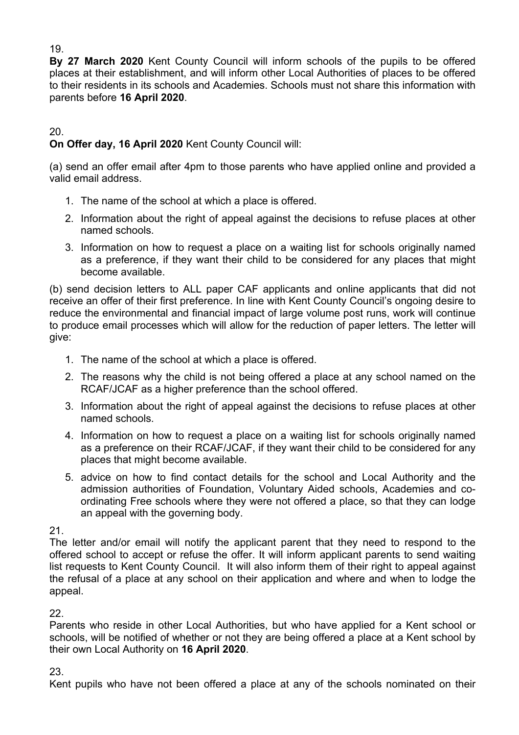19.

**By 27 March 2020** Kent County Council will inform schools of the pupils to be offered places at their establishment, and will inform other Local Authorities of places to be offered to their residents in its schools and Academies. Schools must not share this information with parents before **16 April 2020**.

20.

**On Offer day, 16 April 2020** Kent County Council will:

(a) send an offer email after 4pm to those parents who have applied online and provided a valid email address.

1. The name of the school at which a place is offered.
2. Information about the right of appeal against the decisions to refuse places at other named schools.
3. Information on how to request a place on a waiting list for schools originally named as a preference, if they want their child to be considered for any places that might become available.

(b) send decision letters to ALL paper CAF applicants and online applicants that did not receive an offer of their first preference. In line with Kent County Council's ongoing desire to reduce the environmental and financial impact of large volume post runs, work will continue to produce email processes which will allow for the reduction of paper letters. The letter will give:

1. The name of the school at which a place is offered.
2. The reasons why the child is not being offered a place at any school named on the RCAF/JCAF as a higher preference than the school offered.
3. Information about the right of appeal against the decisions to refuse places at other named schools.
4. Information on how to request a place on a waiting list for schools originally named as a preference on their RCAF/JCAF, if they want their child to be considered for any places that might become available.
5. advice on how to find contact details for the school and Local Authority and the admission authorities of Foundation, Voluntary Aided schools, Academies and co-ordinating Free schools where they were not offered a place, so that they can lodge an appeal with the governing body.

21.

The letter and/or email will notify the applicant parent that they need to respond to the offered school to accept or refuse the offer. It will inform applicant parents to send waiting list requests to Kent County Council. It will also inform them of their right to appeal against the refusal of a place at any school on their application and where and when to lodge the appeal.

22.

Parents who reside in other Local Authorities, but who have applied for a Kent school or schools, will be notified of whether or not they are being offered a place at a Kent school by their own Local Authority on **16 April 2020**.

23.

Kent pupils who have not been offered a place at any of the schools nominated on their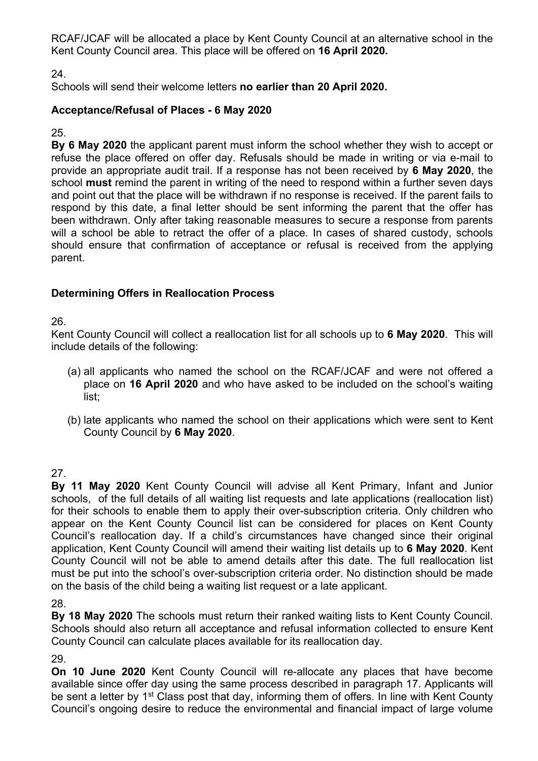RCAF/JCAF will be allocated a place by Kent County Council at an alternative school in the Kent County Council area. This place will be offered on **16 April 2020.**

24.
Schools will send their welcome letters **no earlier than 20 April 2020.**

### Acceptance/Refusal of Places - 6 May 2020

25.
**By 6 May 2020** the applicant parent must inform the school whether they wish to accept or refuse the place offered on offer day. Refusals should be made in writing or via e-mail to provide an appropriate audit trail. If a response has not been received by **6 May 2020**, the school **must** remind the parent in writing of the need to respond within a further seven days and point out that the place will be withdrawn if no response is received. If the parent fails to respond by this date, a final letter should be sent informing the parent that the offer has been withdrawn. Only after taking reasonable measures to secure a response from parents will a school be able to retract the offer of a place. In cases of shared custody, schools should ensure that confirmation of acceptance or refusal is received from the applying parent.

### Determining Offers in Reallocation Process

26.
Kent County Council will collect a reallocation list for all schools up to **6 May 2020**. This will include details of the following:

(a) all applicants who named the school on the RCAF/JCAF and were not offered a place on **16 April 2020** and who have asked to be included on the school's waiting list;

(b) late applicants who named the school on their applications which were sent to Kent County Council by **6 May 2020**.

27.
**By 11 May 2020** Kent County Council will advise all Kent Primary, Infant and Junior schools, of the full details of all waiting list requests and late applications (reallocation list) for their schools to enable them to apply their over-subscription criteria. Only children who appear on the Kent County Council list can be considered for places on Kent County Council's reallocation day. If a child's circumstances have changed since their original application, Kent County Council will amend their waiting list details up to **6 May 2020**. Kent County Council will not be able to amend details after this date. The full reallocation list must be put into the school's over-subscription criteria order. No distinction should be made on the basis of the child being a waiting list request or a late applicant.

28.
**By 18 May 2020** The schools must return their ranked waiting lists to Kent County Council. Schools should also return all acceptance and refusal information collected to ensure Kent County Council can calculate places available for its reallocation day.

29.
**On 10 June 2020** Kent County Council will re-allocate any places that have become available since offer day using the same process described in paragraph 17. Applicants will be sent a letter by 1st Class post that day, informing them of offers. In line with Kent County Council's ongoing desire to reduce the environmental and financial impact of large volume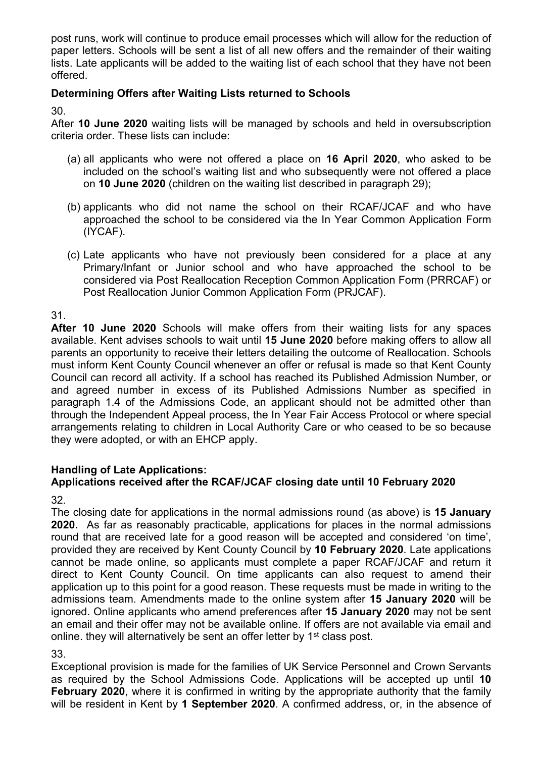post runs, work will continue to produce email processes which will allow for the reduction of paper letters. Schools will be sent a list of all new offers and the remainder of their waiting lists. Late applicants will be added to the waiting list of each school that they have not been offered.

### Determining Offers after Waiting Lists returned to Schools

30.

After **10 June 2020** waiting lists will be managed by schools and held in oversubscription criteria order. These lists can include:

(a) all applicants who were not offered a place on **16 April 2020**, who asked to be included on the school's waiting list and who subsequently were not offered a place on **10 June 2020** (children on the waiting list described in paragraph 29);

(b) applicants who did not name the school on their RCAF/JCAF and who have approached the school to be considered via the In Year Common Application Form (IYCAF).

(c) Late applicants who have not previously been considered for a place at any Primary/Infant or Junior school and who have approached the school to be considered via Post Reallocation Reception Common Application Form (PRRCAF) or Post Reallocation Junior Common Application Form (PRJCAF).

31.

**After 10 June 2020** Schools will make offers from their waiting lists for any spaces available. Kent advises schools to wait until **15 June 2020** before making offers to allow all parents an opportunity to receive their letters detailing the outcome of Reallocation. Schools must inform Kent County Council whenever an offer or refusal is made so that Kent County Council can record all activity. If a school has reached its Published Admission Number, or and agreed number in excess of its Published Admissions Number as specified in paragraph 1.4 of the Admissions Code, an applicant should not be admitted other than through the Independent Appeal process, the In Year Fair Access Protocol or where special arrangements relating to children in Local Authority Care or who ceased to be so because they were adopted, or with an EHCP apply.

### Handling of Late Applications:
### Applications received after the RCAF/JCAF closing date until 10 February 2020

32.

The closing date for applications in the normal admissions round (as above) is **15 January 2020.** As far as reasonably practicable, applications for places in the normal admissions round that are received late for a good reason will be accepted and considered 'on time', provided they are received by Kent County Council by **10 February 2020**. Late applications cannot be made online, so applicants must complete a paper RCAF/JCAF and return it direct to Kent County Council. On time applicants can also request to amend their application up to this point for a good reason. These requests must be made in writing to the admissions team. Amendments made to the online system after **15 January 2020** will be ignored. Online applicants who amend preferences after **15 January 2020** may not be sent an email and their offer may not be available online. If offers are not available via email and online. they will alternatively be sent an offer letter by 1st class post.

33.

Exceptional provision is made for the families of UK Service Personnel and Crown Servants as required by the School Admissions Code. Applications will be accepted up until **10 February 2020**, where it is confirmed in writing by the appropriate authority that the family will be resident in Kent by **1 September 2020**. A confirmed address, or, in the absence of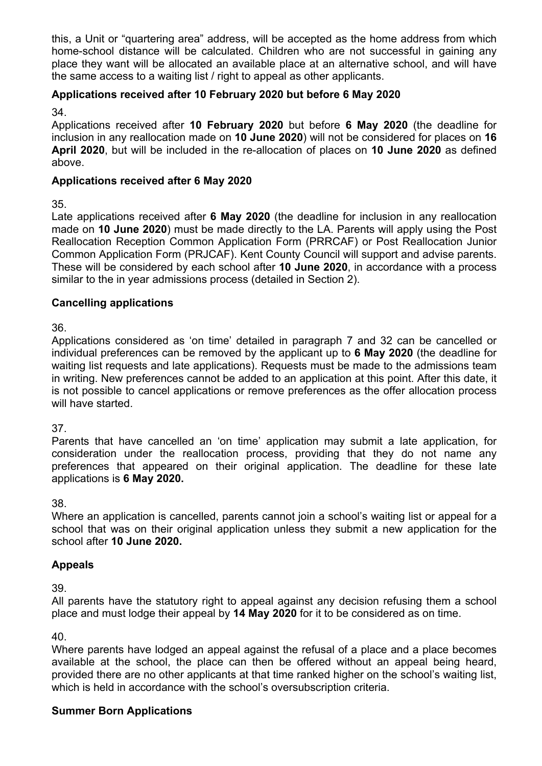this, a Unit or "quartering area" address, will be accepted as the home address from which home-school distance will be calculated. Children who are not successful in gaining any place they want will be allocated an available place at an alternative school, and will have the same access to a waiting list / right to appeal as other applicants.

### Applications received after 10 February 2020 but before 6 May 2020

34.

Applications received after **10 February 2020** but before **6 May 2020** (the deadline for inclusion in any reallocation made on **10 June 2020**) will not be considered for places on **16 April 2020**, but will be included in the re-allocation of places on **10 June 2020** as defined above.

### Applications received after 6 May 2020

35.

Late applications received after **6 May 2020** (the deadline for inclusion in any reallocation made on **10 June 2020**) must be made directly to the LA. Parents will apply using the Post Reallocation Reception Common Application Form (PRRCAF) or Post Reallocation Junior Common Application Form (PRJCAF). Kent County Council will support and advise parents. These will be considered by each school after **10 June 2020**, in accordance with a process similar to the in year admissions process (detailed in Section 2).

### Cancelling applications

36.

Applications considered as 'on time' detailed in paragraph 7 and 32 can be cancelled or individual preferences can be removed by the applicant up to **6 May 2020** (the deadline for waiting list requests and late applications). Requests must be made to the admissions team in writing. New preferences cannot be added to an application at this point. After this date, it is not possible to cancel applications or remove preferences as the offer allocation process will have started.

37.

Parents that have cancelled an 'on time' application may submit a late application, for consideration under the reallocation process, providing that they do not name any preferences that appeared on their original application. The deadline for these late applications is **6 May 2020.**

38.

Where an application is cancelled, parents cannot join a school's waiting list or appeal for a school that was on their original application unless they submit a new application for the school after **10 June 2020.**

### Appeals

39.

All parents have the statutory right to appeal against any decision refusing them a school place and must lodge their appeal by **14 May 2020** for it to be considered as on time.

40.

Where parents have lodged an appeal against the refusal of a place and a place becomes available at the school, the place can then be offered without an appeal being heard, provided there are no other applicants at that time ranked higher on the school's waiting list, which is held in accordance with the school's oversubscription criteria.

### Summer Born Applications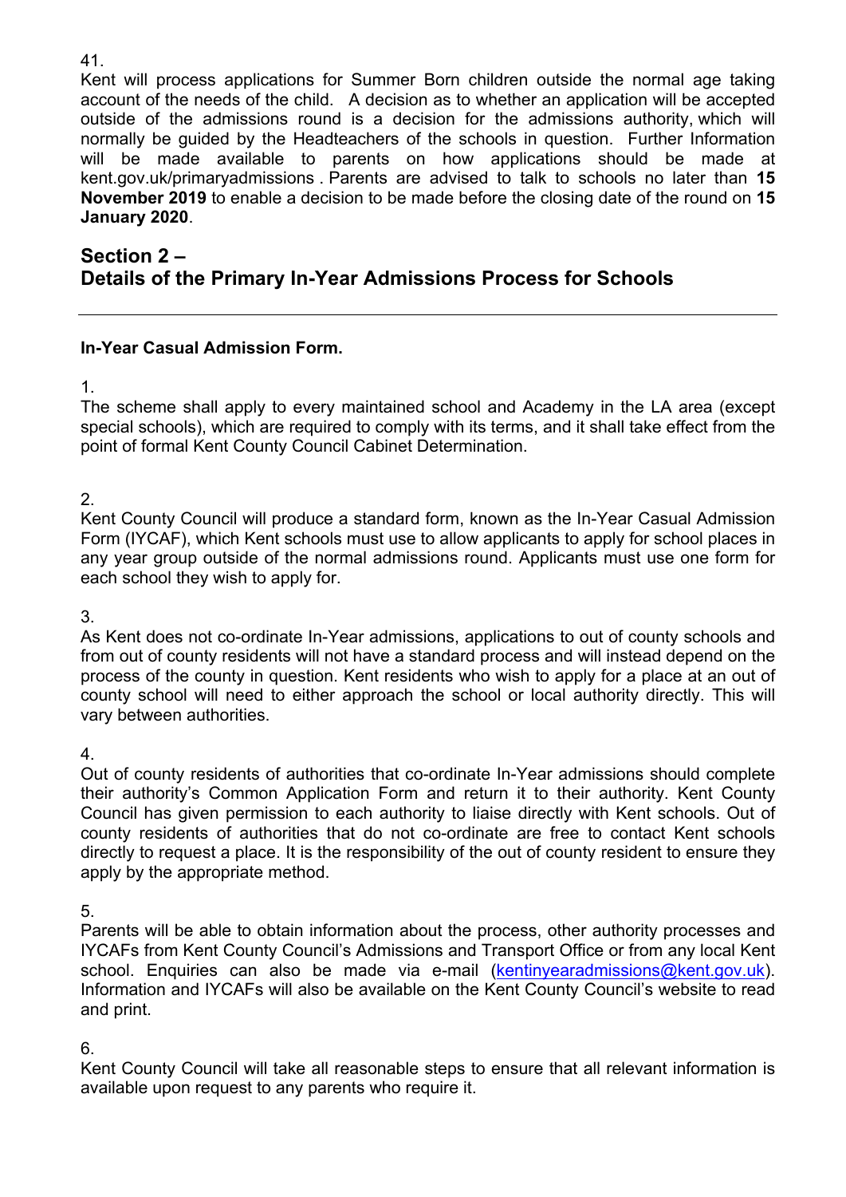41.

Kent will process applications for Summer Born children outside the normal age taking account of the needs of the child. A decision as to whether an application will be accepted outside of the admissions round is a decision for the admissions authority, which will normally be guided by the Headteachers of the schools in question. Further Information will be made available to parents on how applications should be made at kent.gov.uk/primaryadmissions . Parents are advised to talk to schools no later than **15 November 2019** to enable a decision to be made before the closing date of the round on **15 January 2020**.

## Section 2 – Details of the Primary In-Year Admissions Process for Schools

---

### In-Year Casual Admission Form.

1.

The scheme shall apply to every maintained school and Academy in the LA area (except special schools), which are required to comply with its terms, and it shall take effect from the point of formal Kent County Council Cabinet Determination.

2.

Kent County Council will produce a standard form, known as the In-Year Casual Admission Form (IYCAF), which Kent schools must use to allow applicants to apply for school places in any year group outside of the normal admissions round. Applicants must use one form for each school they wish to apply for.

3.

As Kent does not co-ordinate In-Year admissions, applications to out of county schools and from out of county residents will not have a standard process and will instead depend on the process of the county in question. Kent residents who wish to apply for a place at an out of county school will need to either approach the school or local authority directly. This will vary between authorities.

4.

Out of county residents of authorities that co-ordinate In-Year admissions should complete their authority's Common Application Form and return it to their authority. Kent County Council has given permission to each authority to liaise directly with Kent schools. Out of county residents of authorities that do not co-ordinate are free to contact Kent schools directly to request a place. It is the responsibility of the out of county resident to ensure they apply by the appropriate method.

5.

Parents will be able to obtain information about the process, other authority processes and IYCAFs from Kent County Council's Admissions and Transport Office or from any local Kent school. Enquiries can also be made via e-mail (kentinyearadmissions@kent.gov.uk). Information and IYCAFs will also be available on the Kent County Council's website to read and print.

6.

Kent County Council will take all reasonable steps to ensure that all relevant information is available upon request to any parents who require it.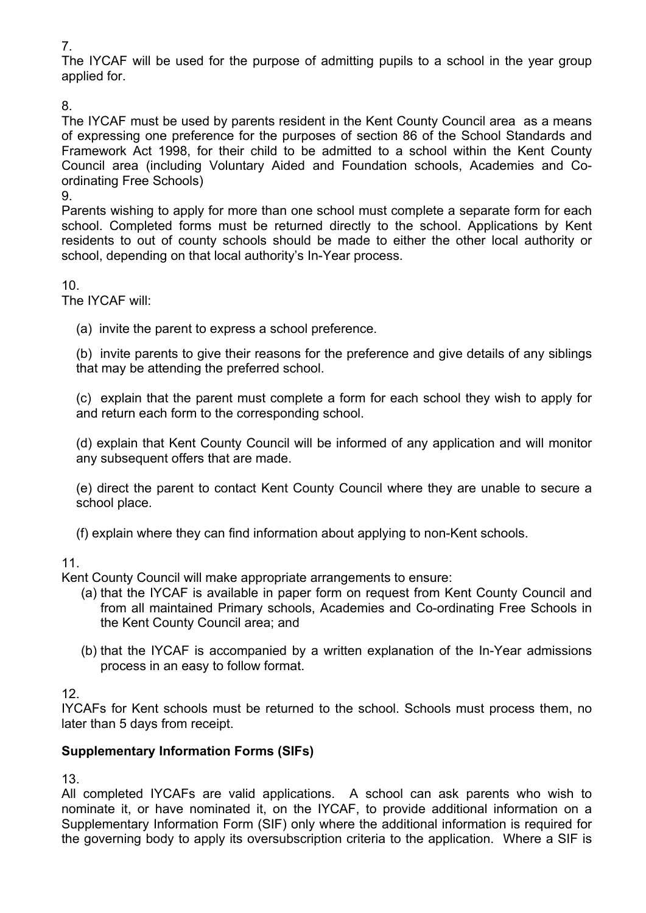7.
The IYCAF will be used for the purpose of admitting pupils to a school in the year group applied for.

8.
The IYCAF must be used by parents resident in the Kent County Council area as a means of expressing one preference for the purposes of section 86 of the School Standards and Framework Act 1998, for their child to be admitted to a school within the Kent County Council area (including Voluntary Aided and Foundation schools, Academies and Co-ordinating Free Schools)

9.
Parents wishing to apply for more than one school must complete a separate form for each school. Completed forms must be returned directly to the school. Applications by Kent residents to out of county schools should be made to either the other local authority or school, depending on that local authority's In-Year process.

10.
The IYCAF will:

(a) invite the parent to express a school preference.

(b) invite parents to give their reasons for the preference and give details of any siblings that may be attending the preferred school.

(c) explain that the parent must complete a form for each school they wish to apply for and return each form to the corresponding school.

(d) explain that Kent County Council will be informed of any application and will monitor any subsequent offers that are made.

(e) direct the parent to contact Kent County Council where they are unable to secure a school place.

(f) explain where they can find information about applying to non-Kent schools.

11.
Kent County Council will make appropriate arrangements to ensure:

(a) that the IYCAF is available in paper form on request from Kent County Council and from all maintained Primary schools, Academies and Co-ordinating Free Schools in the Kent County Council area; and

(b) that the IYCAF is accompanied by a written explanation of the In-Year admissions process in an easy to follow format.

12.
IYCAFs for Kent schools must be returned to the school. Schools must process them, no later than 5 days from receipt.

**Supplementary Information Forms (SIFs)**

13.
All completed IYCAFs are valid applications. A school can ask parents who wish to nominate it, or have nominated it, on the IYCAF, to provide additional information on a Supplementary Information Form (SIF) only where the additional information is required for the governing body to apply its oversubscription criteria to the application. Where a SIF is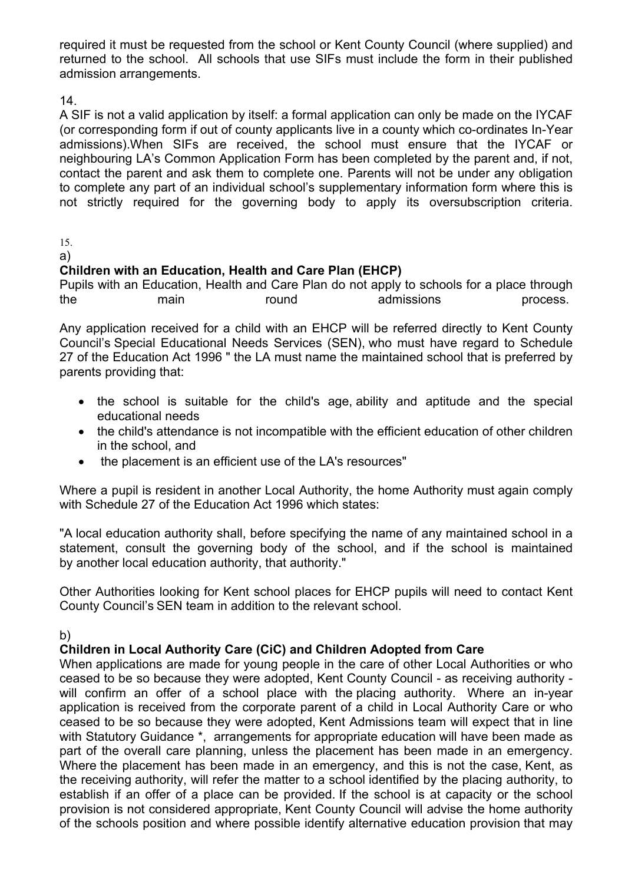required it must be requested from the school or Kent County Council (where supplied) and returned to the school. All schools that use SIFs must include the form in their published admission arrangements.

14.

A SIF is not a valid application by itself: a formal application can only be made on the IYCAF (or corresponding form if out of county applicants live in a county which co-ordinates In-Year admissions).When SIFs are received, the school must ensure that the IYCAF or neighbouring LA's Common Application Form has been completed by the parent and, if not, contact the parent and ask them to complete one. Parents will not be under any obligation to complete any part of an individual school's supplementary information form where this is not strictly required for the governing body to apply its oversubscription criteria.

15.

a)

**Children with an Education, Health and Care Plan (EHCP)**

Pupils with an Education, Health and Care Plan do not apply to schools for a place through the main round admissions process.

Any application received for a child with an EHCP will be referred directly to Kent County Council's Special Educational Needs Services (SEN), who must have regard to Schedule 27 of the Education Act 1996 " the LA must name the maintained school that is preferred by parents providing that:

- the school is suitable for the child's age, ability and aptitude and the special educational needs
- the child's attendance is not incompatible with the efficient education of other children in the school, and
- the placement is an efficient use of the LA's resources"

Where a pupil is resident in another Local Authority, the home Authority must again comply with Schedule 27 of the Education Act 1996 which states:

"A local education authority shall, before specifying the name of any maintained school in a statement, consult the governing body of the school, and if the school is maintained by another local education authority, that authority."

Other Authorities looking for Kent school places for EHCP pupils will need to contact Kent County Council's SEN team in addition to the relevant school.

b)

**Children in Local Authority Care (CiC) and Children Adopted from Care**

When applications are made for young people in the care of other Local Authorities or who ceased to be so because they were adopted, Kent County Council - as receiving authority - will confirm an offer of a school place with the placing authority. Where an in-year application is received from the corporate parent of a child in Local Authority Care or who ceased to be so because they were adopted, Kent Admissions team will expect that in line with Statutory Guidance *, arrangements for appropriate education will have been made as part of the overall care planning, unless the placement has been made in an emergency. Where the placement has been made in an emergency, and this is not the case, Kent, as the receiving authority, will refer the matter to a school identified by the placing authority, to establish if an offer of a place can be provided. If the school is at capacity or the school provision is not considered appropriate, Kent County Council will advise the home authority of the schools position and where possible identify alternative education provision that may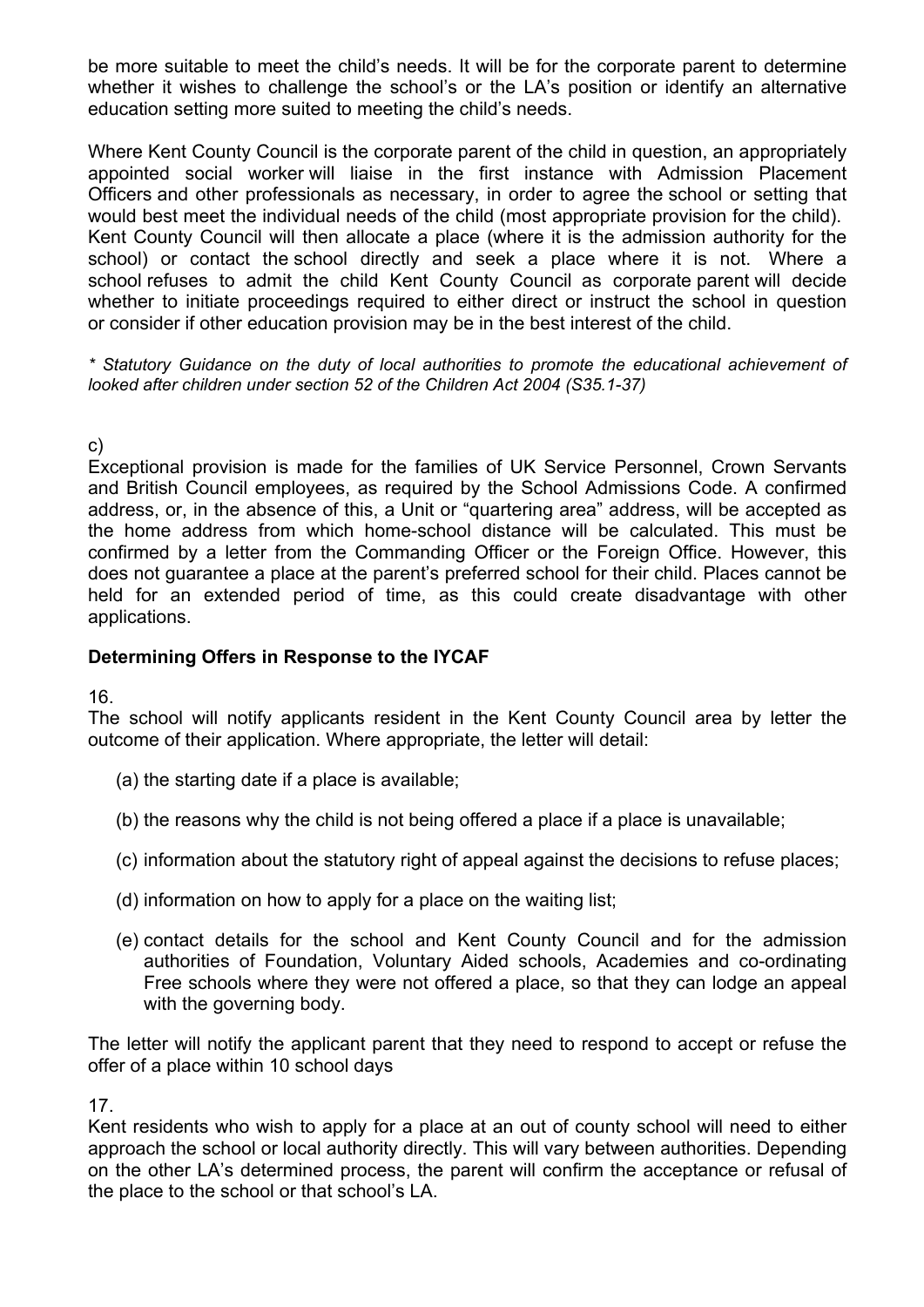be more suitable to meet the child's needs. It will be for the corporate parent to determine whether it wishes to challenge the school's or the LA's position or identify an alternative education setting more suited to meeting the child's needs.

Where Kent County Council is the corporate parent of the child in question, an appropriately appointed social worker will liaise in the first instance with Admission Placement Officers and other professionals as necessary, in order to agree the school or setting that would best meet the individual needs of the child (most appropriate provision for the child). Kent County Council will then allocate a place (where it is the admission authority for the school) or contact the school directly and seek a place where it is not. Where a school refuses to admit the child Kent County Council as corporate parent will decide whether to initiate proceedings required to either direct or instruct the school in question or consider if other education provision may be in the best interest of the child.

*\* Statutory Guidance on the duty of local authorities to promote the educational achievement of looked after children under section 52 of the Children Act 2004 (S35.1-37)*

c)

Exceptional provision is made for the families of UK Service Personnel, Crown Servants and British Council employees, as required by the School Admissions Code. A confirmed address, or, in the absence of this, a Unit or "quartering area" address, will be accepted as the home address from which home-school distance will be calculated. This must be confirmed by a letter from the Commanding Officer or the Foreign Office. However, this does not guarantee a place at the parent's preferred school for their child. Places cannot be held for an extended period of time, as this could create disadvantage with other applications.

**Determining Offers in Response to the IYCAF**

16.

The school will notify applicants resident in the Kent County Council area by letter the outcome of their application. Where appropriate, the letter will detail:

(a) the starting date if a place is available;

(b) the reasons why the child is not being offered a place if a place is unavailable;

(c) information about the statutory right of appeal against the decisions to refuse places;

(d) information on how to apply for a place on the waiting list;

(e) contact details for the school and Kent County Council and for the admission authorities of Foundation, Voluntary Aided schools, Academies and co-ordinating Free schools where they were not offered a place, so that they can lodge an appeal with the governing body.

The letter will notify the applicant parent that they need to respond to accept or refuse the offer of a place within 10 school days

17.

Kent residents who wish to apply for a place at an out of county school will need to either approach the school or local authority directly. This will vary between authorities. Depending on the other LA's determined process, the parent will confirm the acceptance or refusal of the place to the school or that school's LA.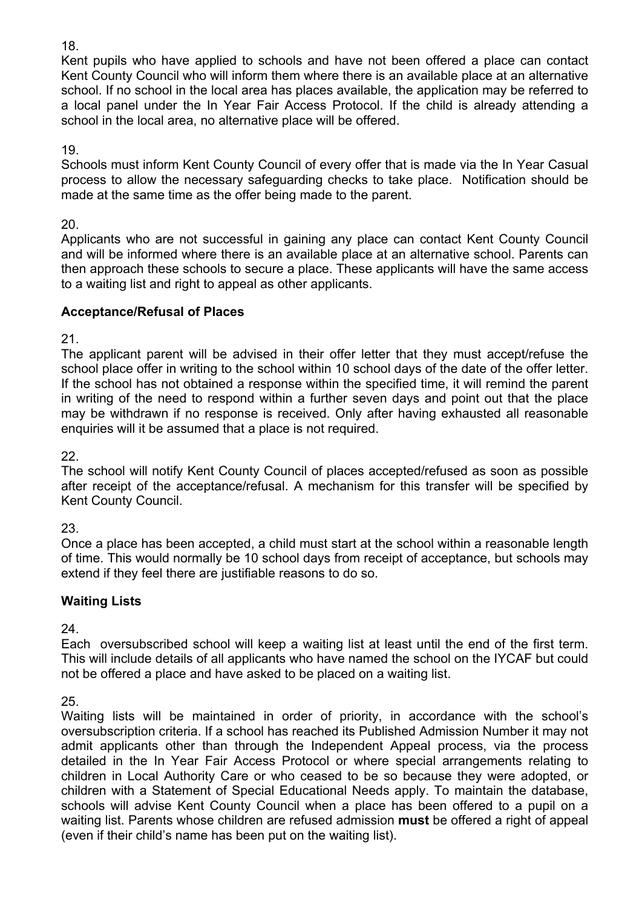18.
Kent pupils who have applied to schools and have not been offered a place can contact Kent County Council who will inform them where there is an available place at an alternative school. If no school in the local area has places available, the application may be referred to a local panel under the In Year Fair Access Protocol. If the child is already attending a school in the local area, no alternative place will be offered.

19.
Schools must inform Kent County Council of every offer that is made via the In Year Casual process to allow the necessary safeguarding checks to take place. Notification should be made at the same time as the offer being made to the parent.

20.
Applicants who are not successful in gaining any place can contact Kent County Council and will be informed where there is an available place at an alternative school. Parents can then approach these schools to secure a place. These applicants will have the same access to a waiting list and right to appeal as other applicants.

**Acceptance/Refusal of Places**

21.
The applicant parent will be advised in their offer letter that they must accept/refuse the school place offer in writing to the school within 10 school days of the date of the offer letter. If the school has not obtained a response within the specified time, it will remind the parent in writing of the need to respond within a further seven days and point out that the place may be withdrawn if no response is received. Only after having exhausted all reasonable enquiries will it be assumed that a place is not required.

22.
The school will notify Kent County Council of places accepted/refused as soon as possible after receipt of the acceptance/refusal. A mechanism for this transfer will be specified by Kent County Council.

23.
Once a place has been accepted, a child must start at the school within a reasonable length of time. This would normally be 10 school days from receipt of acceptance, but schools may extend if they feel there are justifiable reasons to do so.

**Waiting Lists**

24.
Each oversubscribed school will keep a waiting list at least until the end of the first term. This will include details of all applicants who have named the school on the IYCAF but could not be offered a place and have asked to be placed on a waiting list.

25.
Waiting lists will be maintained in order of priority, in accordance with the school's oversubscription criteria. If a school has reached its Published Admission Number it may not admit applicants other than through the Independent Appeal process, via the process detailed in the In Year Fair Access Protocol or where special arrangements relating to children in Local Authority Care or who ceased to be so because they were adopted, or children with a Statement of Special Educational Needs apply. To maintain the database, schools will advise Kent County Council when a place has been offered to a pupil on a waiting list. Parents whose children are refused admission **must** be offered a right of appeal (even if their child's name has been put on the waiting list).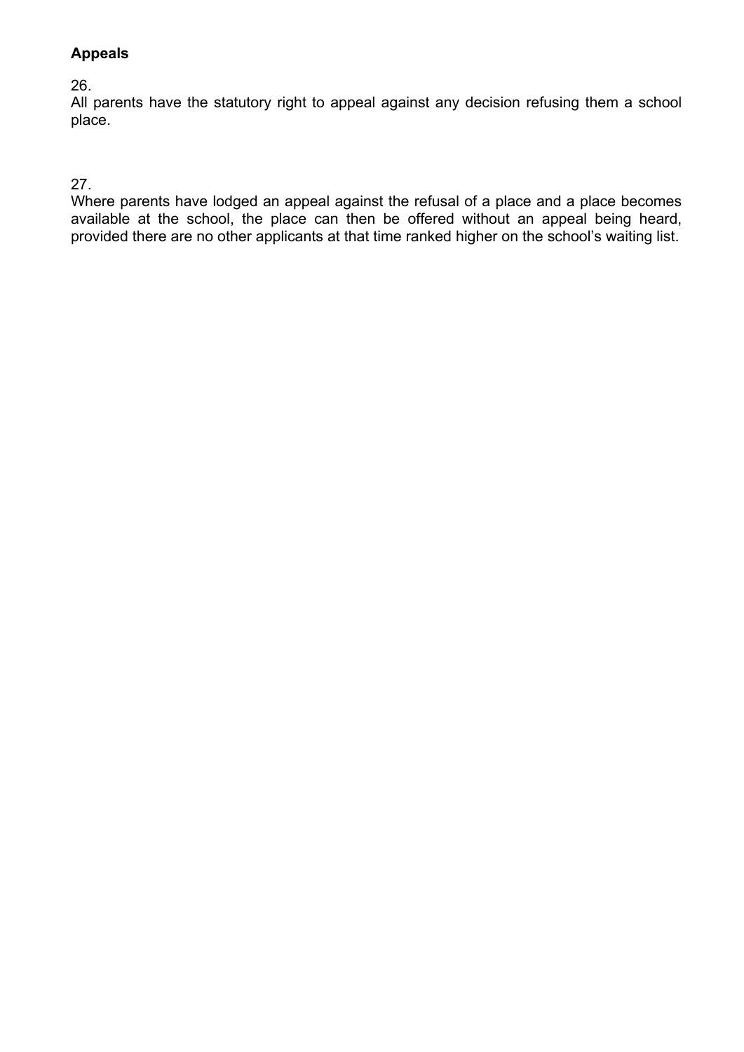**Appeals**

26.

All parents have the statutory right to appeal against any decision refusing them a school place.

27.

Where parents have lodged an appeal against the refusal of a place and a place becomes available at the school, the place can then be offered without an appeal being heard, provided there are no other applicants at that time ranked higher on the school's waiting list.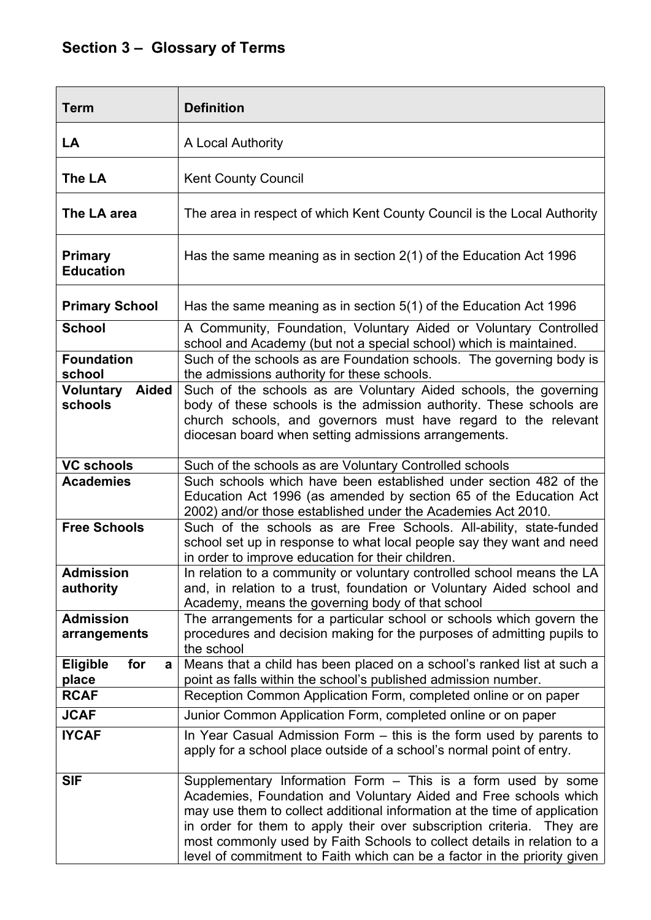## Section 3 – Glossary of Terms

| Term | Definition |
|---|---|
| **LA** | A Local Authority |
| **The LA** | Kent County Council |
| **The LA area** | The area in respect of which Kent County Council is the Local Authority |
| **Primary Education** | Has the same meaning as in section 2(1) of the Education Act 1996 |
| **Primary School** | Has the same meaning as in section 5(1) of the Education Act 1996 |
| **School** | A Community, Foundation, Voluntary Aided or Voluntary Controlled school and Academy (but not a special school) which is maintained. |
| **Foundation school** | Such of the schools as are Foundation schools. The governing body is the admissions authority for these schools. |
| **Voluntary Aided schools** | Such of the schools as are Voluntary Aided schools, the governing body of these schools is the admission authority. These schools are church schools, and governors must have regard to the relevant diocesan board when setting admissions arrangements. |
| **VC schools** | Such of the schools as are Voluntary Controlled schools |
| **Academies** | Such schools which have been established under section 482 of the Education Act 1996 (as amended by section 65 of the Education Act 2002) and/or those established under the Academies Act 2010. |
| **Free Schools** | Such of the schools as are Free Schools. All-ability, state-funded school set up in response to what local people say they want and need in order to improve education for their children. |
| **Admission authority** | In relation to a community or voluntary controlled school means the LA and, in relation to a trust, foundation or Voluntary Aided school and Academy, means the governing body of that school |
| **Admission arrangements** | The arrangements for a particular school or schools which govern the procedures and decision making for the purposes of admitting pupils to the school |
| **Eligible for a place** | Means that a child has been placed on a school's ranked list at such a point as falls within the school's published admission number. |
| **RCAF** | Reception Common Application Form, completed online or on paper |
| **JCAF** | Junior Common Application Form, completed online or on paper |
| **IYCAF** | In Year Casual Admission Form – this is the form used by parents to apply for a school place outside of a school's normal point of entry. |
| **SIF** | Supplementary Information Form – This is a form used by some Academies, Foundation and Voluntary Aided and Free schools which may use them to collect additional information at the time of application in order for them to apply their over subscription criteria. They are most commonly used by Faith Schools to collect details in relation to a level of commitment to Faith which can be a factor in the priority given |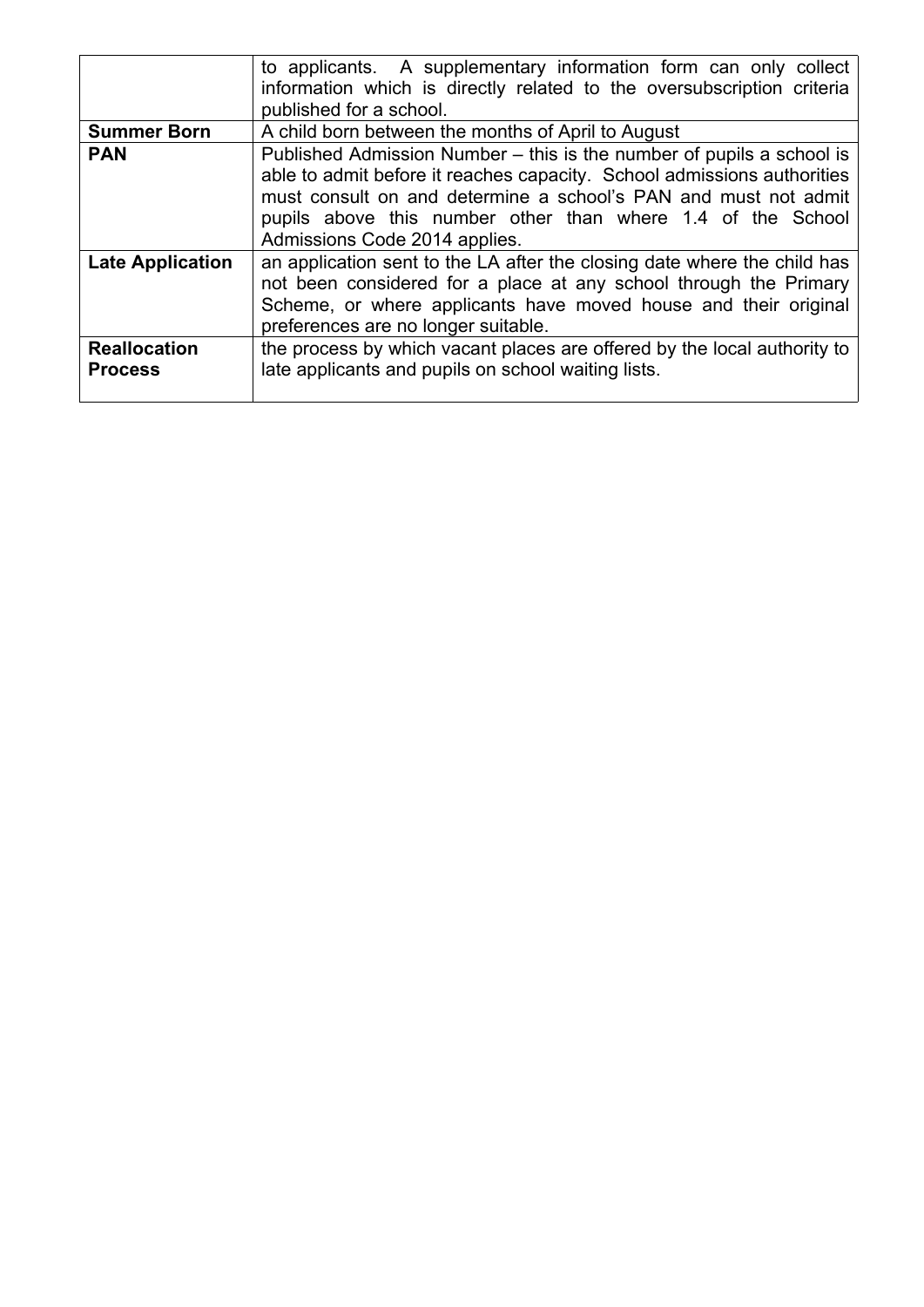| | |
|---|---|
| | to applicants. A supplementary information form can only collect information which is directly related to the oversubscription criteria published for a school. |
| **Summer Born** | A child born between the months of April to August |
| **PAN** | Published Admission Number – this is the number of pupils a school is able to admit before it reaches capacity. School admissions authorities must consult on and determine a school's PAN and must not admit pupils above this number other than where 1.4 of the School Admissions Code 2014 applies. |
| **Late Application** | an application sent to the LA after the closing date where the child has not been considered for a place at any school through the Primary Scheme, or where applicants have moved house and their original preferences are no longer suitable. |
| **Reallocation Process** | the process by which vacant places are offered by the local authority to late applicants and pupils on school waiting lists. |